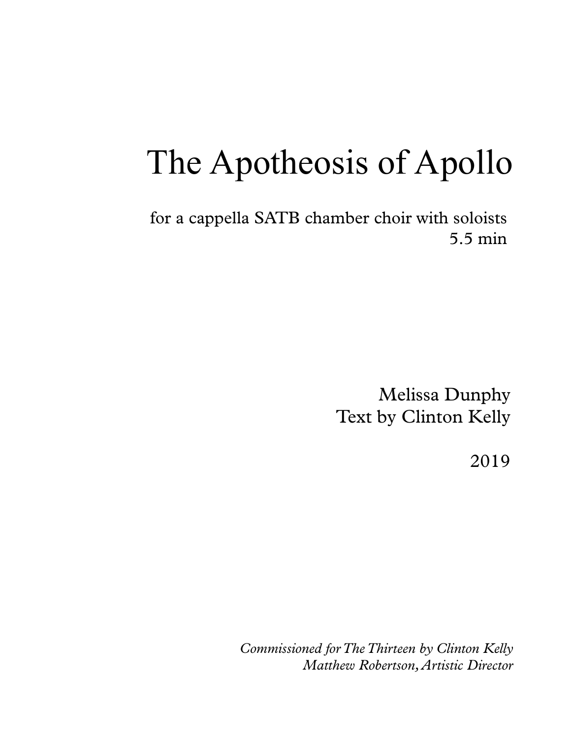# The Apotheosis of Apollo

for a cappella SATB chamber choir with soloists
5.5 min

Melissa Dunphy
Text by Clinton Kelly

2019

*Commissioned for The Thirteen by Clinton Kelly*
*Matthew Robertson, Artistic Director*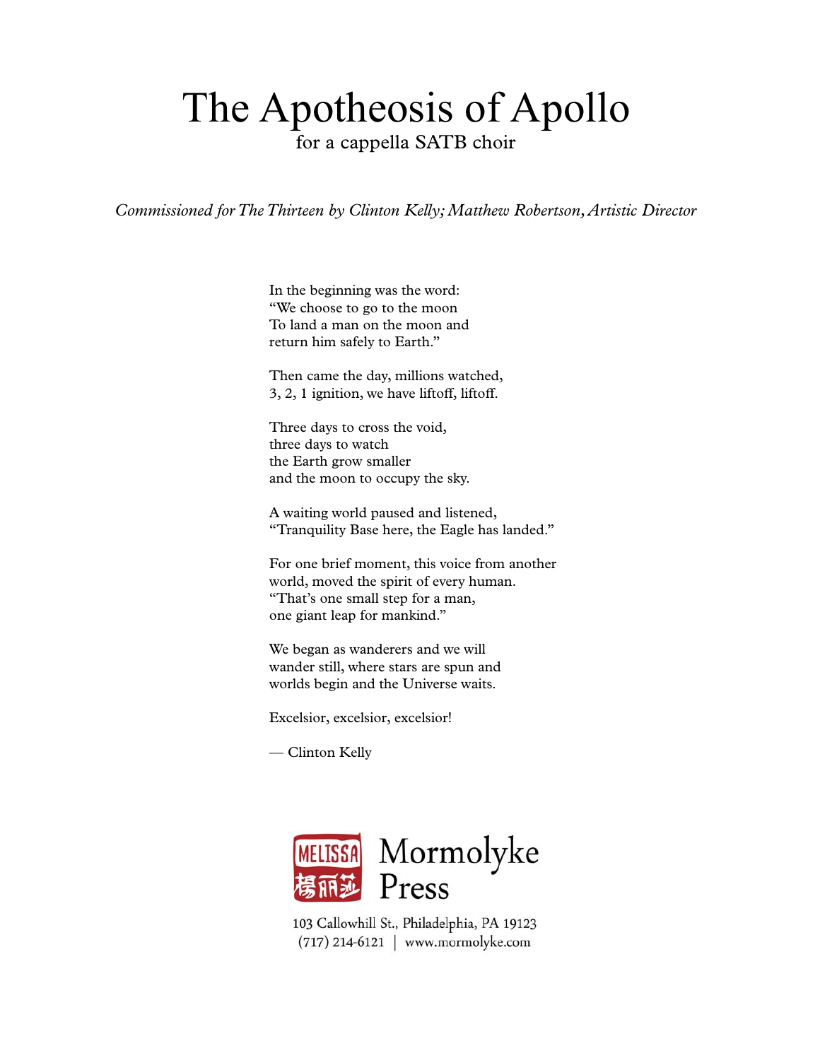# The Apotheosis of Apollo

for a cappella SATB choir

*Commissioned for The Thirteen by Clinton Kelly; Matthew Robertson, Artistic Director*

In the beginning was the word:
"We choose to go to the moon
To land a man on the moon and
return him safely to Earth."

Then came the day, millions watched,
3, 2, 1 ignition, we have liftoff, liftoff.

Three days to cross the void,
three days to watch
the Earth grow smaller
and the moon to occupy the sky.

A waiting world paused and listened,
"Tranquility Base here, the Eagle has landed."

For one brief moment, this voice from another
world, moved the spirit of every human.
"That's one small step for a man,
one giant leap for mankind."

We began as wanderers and we will
wander still, where stars are spun and
worlds begin and the Universe waits.

Excelsior, excelsior, excelsior!

— Clinton Kelly

MELISSA 楊丽莎 Mormolyke Press

103 Callowhill St., Philadelphia, PA 19123
(717) 214-6121 | www.mormolyke.com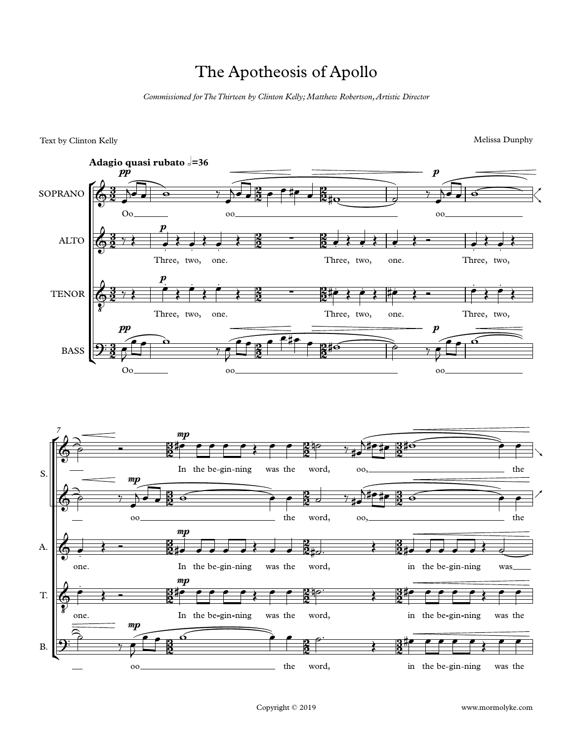# The Apotheosis of Apollo

*Commissioned for The Thirteen by Clinton Kelly; Matthew Robertson, Artistic Director*

Text by Clinton Kelly

Melissa Dunphy

**Adagio quasi rubato** 𝅗𝅥=36

SOPRANO: Oo oo oo

ALTO: Three, two, one. Three, two, one. Three, two,

TENOR: Three, two, one. Three, two, one. Three, two,

BASS: Oo oo oo

7

S.: In the be-gin-ning was the word, oo, the

(second soprano line): oo the word, oo, the

A.: one. In the be-gin-ning was the word, in the be-gin-ning was

T.: one. In the be-gin-ning was the word, in the be-gin-ning was the

B.: oo the word, in the be-gin-ning was the

Copyright © 2019

www.mormolyke.com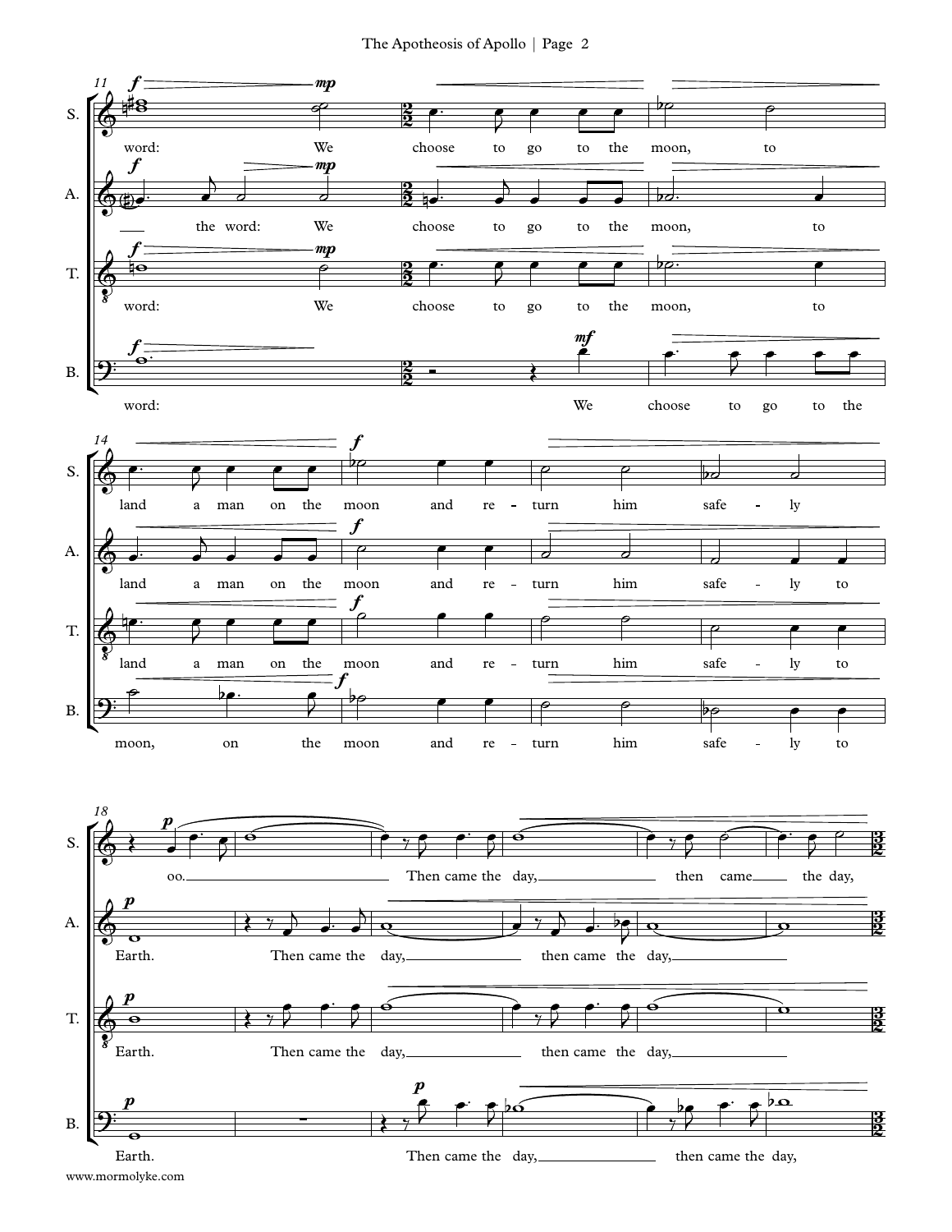**S.** word: We choose to go to the moon, to land a man on the moon and re - turn him safe - ly oo. Then came the day, then came the day,

**A.** the word: We choose to go to the moon, to land a man on the moon and re - turn him safe - ly to Earth. Then came the day, then came the day,

**T.** word: We choose to go to the moon, to land a man on the moon and re - turn him safe - ly to Earth. Then came the day, then came the day,

**B.** word: We choose to go to the moon, on the moon and re - turn him safe - ly to Earth. Then came the day, then came the day,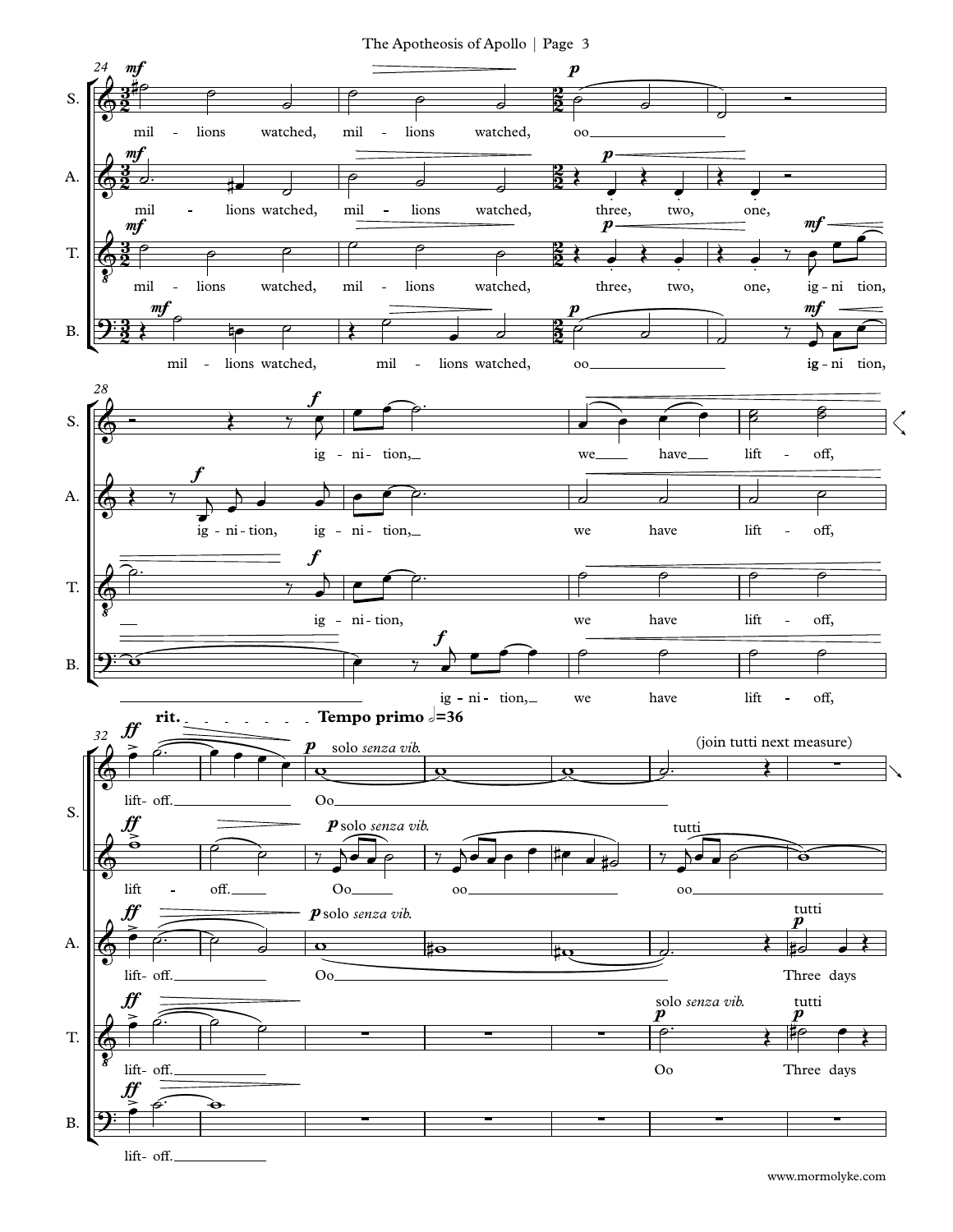**rit.** — **Tempo primo** 𝅗𝅥=36

S.: mil - lions watched, mil - lions watched, oo ig - ni - tion, we have lift - off, lift- off. Oo (join tutti next measure) Oo oo oo

A.: mil - lions watched, mil - lions watched, three, two, one, ig - ni - tion, ig - ni - tion, we have lift - off, lift- off. Oo Three days

T.: mil - lions watched, mil - lions watched, three, two, one, ig - ni tion, ig - ni - tion, we have lift - off, lift- off. Oo Three days

B.: mil - lions watched, mil - lions watched, oo ig - ni tion, ig - ni - tion, we have lift - off, lift- off.

*solo senza vib.* — tutti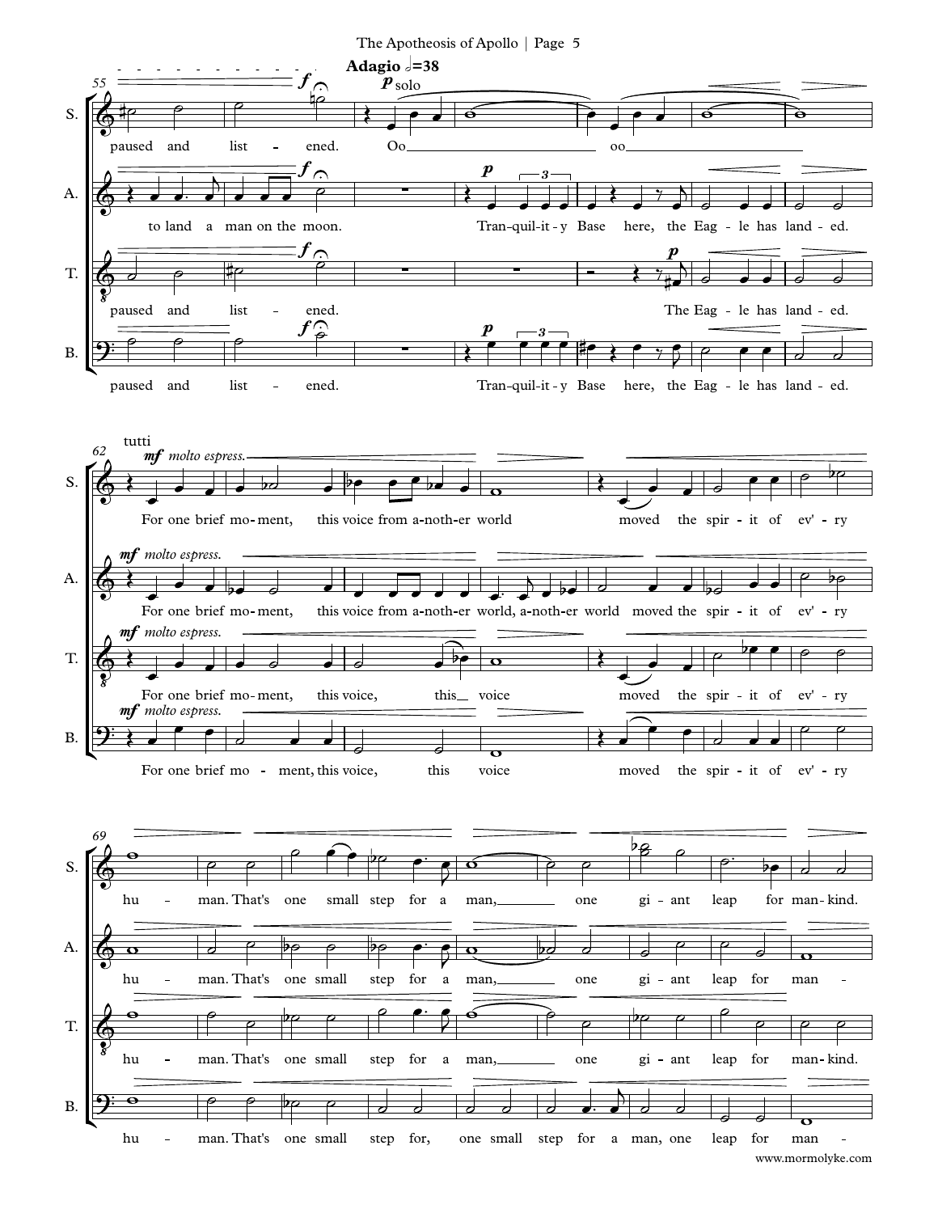Adagio 𝅗𝅥=38

**S.** paused and list - ened. Oo oo

**A.** to land a man on the moon. Tran-quil-it-y Base here, the Eag - le has land - ed.

**T.** paused and list - ened. The Eag - le has land - ed.

**B.** paused and list - ened. Tran-quil-it-y Base here, the Eag - le has land - ed.

tutti

*mf molto espress.*

**S.** For one brief mo-ment, this voice from a-noth-er world moved the spir - it of ev' - ry

**A.** For one brief mo-ment, this voice from a-noth-er world, a-noth-er world moved the spir - it of ev' - ry

**T.** For one brief mo-ment, this voice, this voice moved the spir - it of ev' - ry

**B.** For one brief mo - ment, this voice, this voice moved the spir - it of ev' - ry

**S.** hu - man. That's one small step for a man, one gi - ant leap for man-kind.

**A.** hu - man. That's one small step for a man, one gi - ant leap for man -

**T.** hu - man. That's one small step for a man, one gi - ant leap for man-kind.

**B.** hu - man. That's one small step for, one small step for a man, one leap for man -

www.mormolyke.com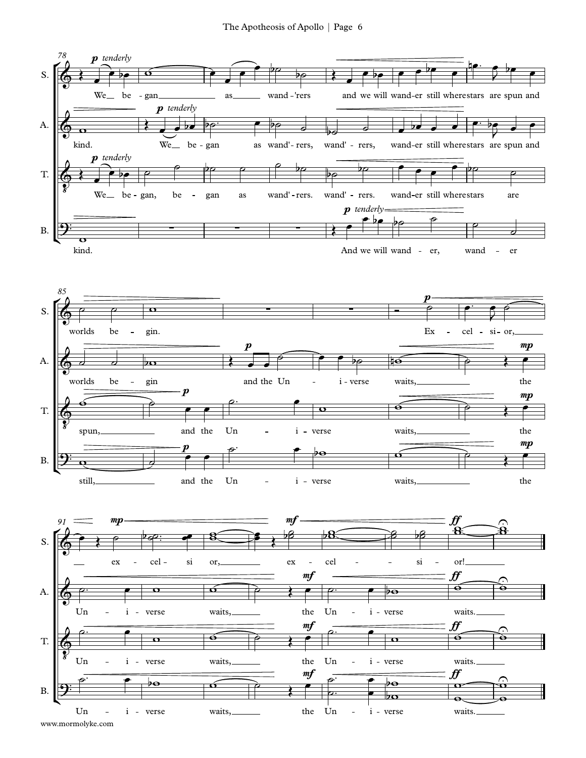**S.** We began as wand-'rers and we will wand-er still where stars are spun and

**A.** kind. We began as wand'-rers, wand'-rers, wand-er still where stars are spun and

**T.** We began, began as wand'-rers. wand'-rers. wand-er still where stars are

**B.** kind. And we will wand-er, wand-er

**S.** worlds be-gin. Ex-cel-si-or,

**A.** worlds be-gin and the Un-i-verse waits, the

**T.** spun, and the Un-i-verse waits, the

**B.** still, and the Un-i-verse waits, the

**S.** ex-cel-si or, ex-cel-si-or!

**A.** Un-i-verse waits, the Un-i-verse waits.

**T.** Un-i-verse waits, the Un-i-verse waits.

**B.** Un-i-verse waits, the Un-i-verse waits.